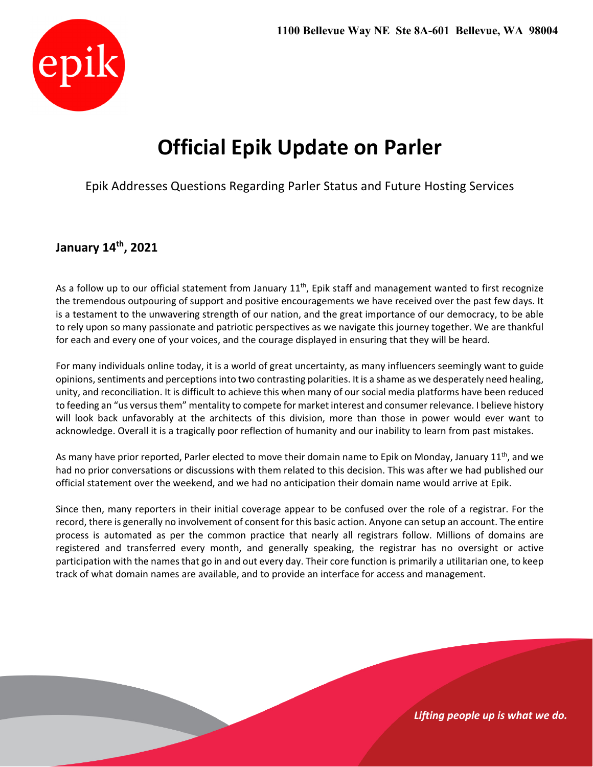1100 Bellevue Way NE Ste 8A-601 Bellevue, WA 98004

# Official Epik Update on Parler

Epik Addresses Questions Regarding Parler Status and Future Hosting Services

## January 14th, 2021

As a follow up to our official statement from January 11th, Epik staff and management wanted to first recognize the tremendous outpouring of support and positive encouragements we have received over the past few days. It is a testament to the unwavering strength of our nation, and the great importance of our democracy, to be able to rely upon so many passionate and patriotic perspectives as we navigate this journey together. We are thankful for each and every one of your voices, and the courage displayed in ensuring that they will be heard.

For many individuals online today, it is a world of great uncertainty, as many influencers seemingly want to guide opinions, sentiments and perceptions into two contrasting polarities. It is a shame as we desperately need healing, unity, and reconciliation. It is difficult to achieve this when many of our social media platforms have been reduced to feeding an "us versus them" mentality to compete for market interest and consumer relevance. I believe history will look back unfavorably at the architects of this division, more than those in power would ever want to acknowledge. Overall it is a tragically poor reflection of humanity and our inability to learn from past mistakes.

As many have prior reported, Parler elected to move their domain name to Epik on Monday, January 11th, and we had no prior conversations or discussions with them related to this decision. This was after we had published our official statement over the weekend, and we had no anticipation their domain name would arrive at Epik.

Since then, many reporters in their initial coverage appear to be confused over the role of a registrar. For the record, there is generally no involvement of consent for this basic action. Anyone can setup an account. The entire process is automated as per the common practice that nearly all registrars follow. Millions of domains are registered and transferred every month, and generally speaking, the registrar has no oversight or active participation with the names that go in and out every day. Their core function is primarily a utilitarian one, to keep track of what domain names are available, and to provide an interface for access and management.

*Lifting people up is what we do.*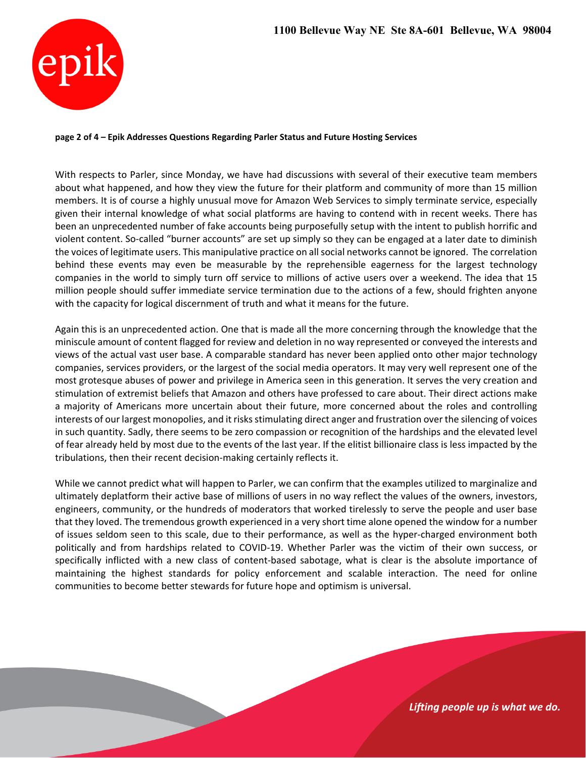With respects to Parler, since Monday, we have had discussions with several of their executive team members about what happened, and how they view the future for their platform and community of more than 15 million members. It is of course a highly unusual move for Amazon Web Services to simply terminate service, especially given their internal knowledge of what social platforms are having to contend with in recent weeks. There has been an unprecedented number of fake accounts being purposefully setup with the intent to publish horrific and violent content. So-called "burner accounts" are set up simply so they can be engaged at a later date to diminish the voices of legitimate users. This manipulative practice on all social networks cannot be ignored. The correlation behind these events may even be measurable by the reprehensible eagerness for the largest technology companies in the world to simply turn off service to millions of active users over a weekend. The idea that 15 million people should suffer immediate service termination due to the actions of a few, should frighten anyone with the capacity for logical discernment of truth and what it means for the future.

Again this is an unprecedented action. One that is made all the more concerning through the knowledge that the miniscule amount of content flagged for review and deletion in no way represented or conveyed the interests and views of the actual vast user base. A comparable standard has never been applied onto other major technology companies, services providers, or the largest of the social media operators. It may very well represent one of the most grotesque abuses of power and privilege in America seen in this generation. It serves the very creation and stimulation of extremist beliefs that Amazon and others have professed to care about. Their direct actions make a majority of Americans more uncertain about their future, more concerned about the roles and controlling interests of our largest monopolies, and it risks stimulating direct anger and frustration over the silencing of voices in such quantity. Sadly, there seems to be zero compassion or recognition of the hardships and the elevated level of fear already held by most due to the events of the last year. If the elitist billionaire class is less impacted by the tribulations, then their recent decision-making certainly reflects it.

While we cannot predict what will happen to Parler, we can confirm that the examples utilized to marginalize and ultimately deplatform their active base of millions of users in no way reflect the values of the owners, investors, engineers, community, or the hundreds of moderators that worked tirelessly to serve the people and user base that they loved. The tremendous growth experienced in a very short time alone opened the window for a number of issues seldom seen to this scale, due to their performance, as well as the hyper-charged environment both politically and from hardships related to COVID-19. Whether Parler was the victim of their own success, or specifically inflicted with a new class of content-based sabotage, what is clear is the absolute importance of maintaining the highest standards for policy enforcement and scalable interaction. The need for online communities to become better stewards for future hope and optimism is universal.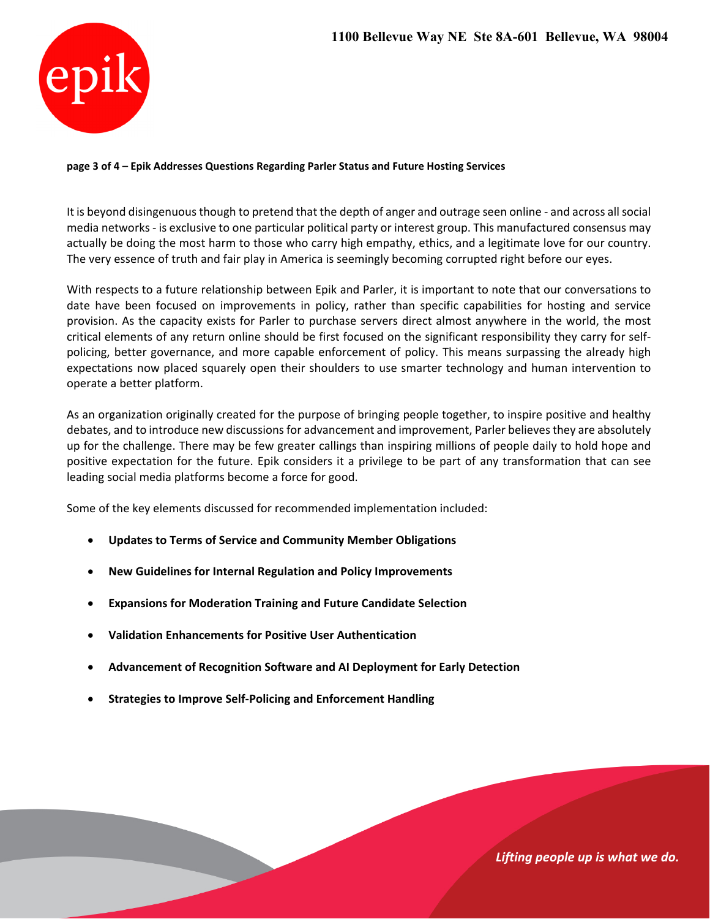It is beyond disingenuous though to pretend that the depth of anger and outrage seen online - and across all social media networks - is exclusive to one particular political party or interest group. This manufactured consensus may actually be doing the most harm to those who carry high empathy, ethics, and a legitimate love for our country. The very essence of truth and fair play in America is seemingly becoming corrupted right before our eyes.

With respects to a future relationship between Epik and Parler, it is important to note that our conversations to date have been focused on improvements in policy, rather than specific capabilities for hosting and service provision. As the capacity exists for Parler to purchase servers direct almost anywhere in the world, the most critical elements of any return online should be first focused on the significant responsibility they carry for self-policing, better governance, and more capable enforcement of policy. This means surpassing the already high expectations now placed squarely open their shoulders to use smarter technology and human intervention to operate a better platform.

As an organization originally created for the purpose of bringing people together, to inspire positive and healthy debates, and to introduce new discussions for advancement and improvement, Parler believes they are absolutely up for the challenge. There may be few greater callings than inspiring millions of people daily to hold hope and positive expectation for the future. Epik considers it a privilege to be part of any transformation that can see leading social media platforms become a force for good.

Some of the key elements discussed for recommended implementation included:

- **Updates to Terms of Service and Community Member Obligations**
- **New Guidelines for Internal Regulation and Policy Improvements**
- **Expansions for Moderation Training and Future Candidate Selection**
- **Validation Enhancements for Positive User Authentication**
- **Advancement of Recognition Software and AI Deployment for Early Detection**
- **Strategies to Improve Self-Policing and Enforcement Handling**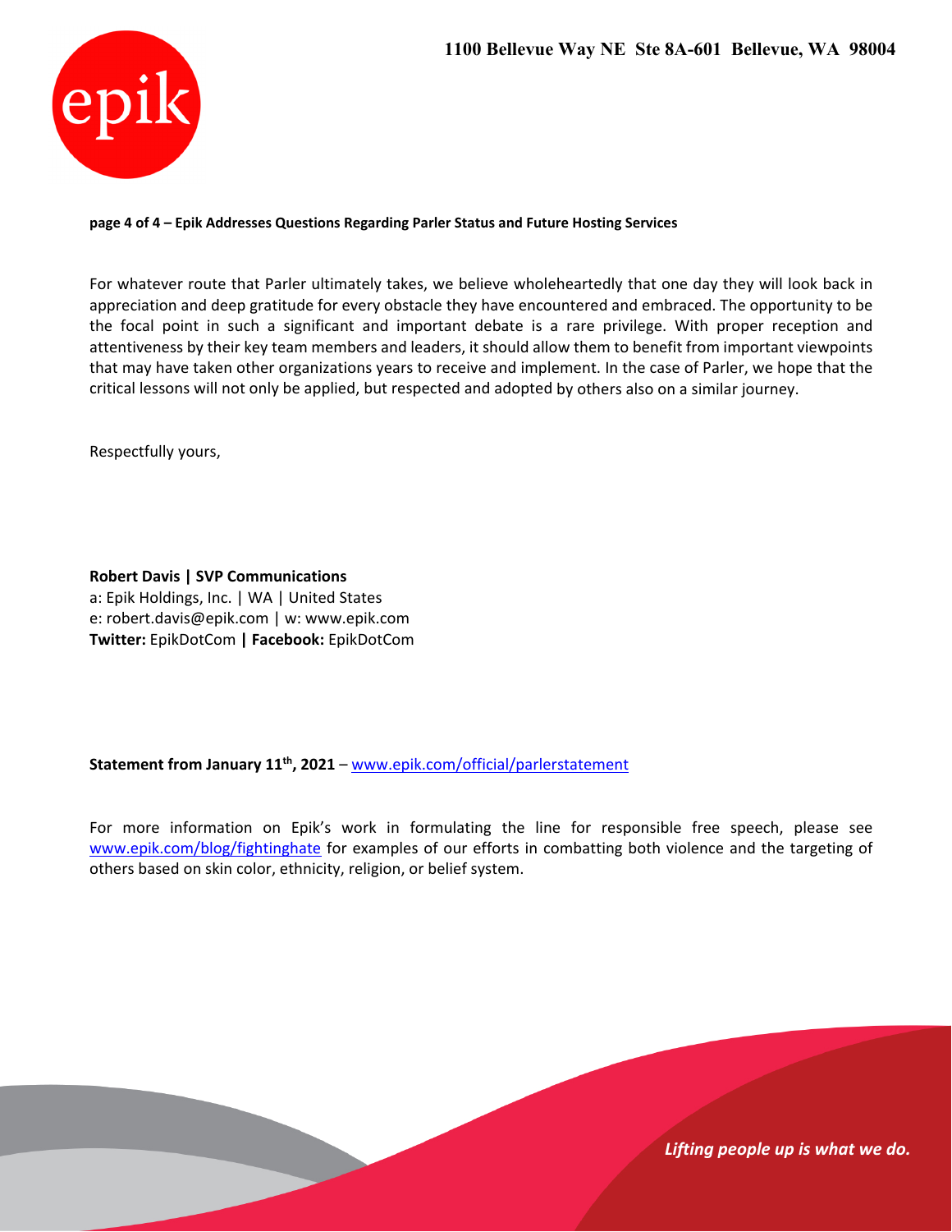**page 4 of 4 – Epik Addresses Questions Regarding Parler Status and Future Hosting Services**

For whatever route that Parler ultimately takes, we believe wholeheartedly that one day they will look back in appreciation and deep gratitude for every obstacle they have encountered and embraced. The opportunity to be the focal point in such a significant and important debate is a rare privilege. With proper reception and attentiveness by their key team members and leaders, it should allow them to benefit from important viewpoints that may have taken other organizations years to receive and implement. In the case of Parler, we hope that the critical lessons will not only be applied, but respected and adopted by others also on a similar journey.

Respectfully yours,

**Robert Davis | SVP Communications**
a: Epik Holdings, Inc. | WA | United States
e: robert.davis@epik.com | w: www.epik.com
**Twitter:** EpikDotCom **| Facebook:** EpikDotCom

**Statement from January 11th, 2021** – www.epik.com/official/parlerstatement

For more information on Epik's work in formulating the line for responsible free speech, please see www.epik.com/blog/fightinghate for examples of our efforts in combatting both violence and the targeting of others based on skin color, ethnicity, religion, or belief system.

*Lifting people up is what we do.*